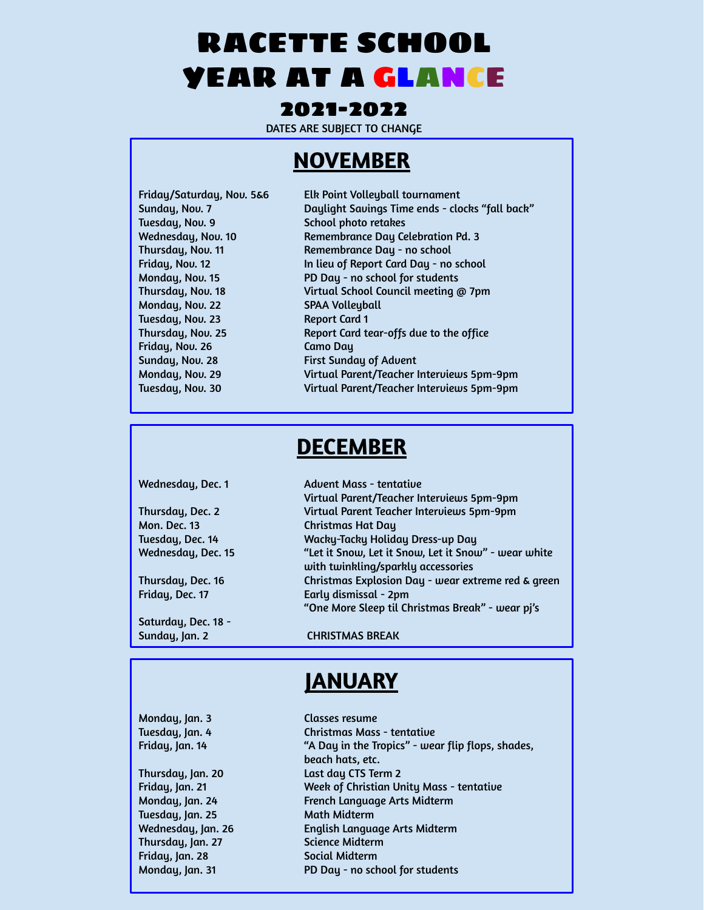# RACETTE SCHOOL YEAR AT A GLANCE

## 2021-2022

DATES ARE SUBJECT TO CHANGE

## NOVEMBER

| | |
|---|---|
| Friday/Saturday, Nov. 5&6 | Elk Point Volleyball tournament |
| Sunday, Nov. 7 | Daylight Savings Time ends - clocks "fall back" |
| Tuesday, Nov. 9 | School photo retakes |
| Wednesday, Nov. 10 | Remembrance Day Celebration Pd. 3 |
| Thursday, Nov. 11 | Remembrance Day - no school |
| Friday, Nov. 12 | In lieu of Report Card Day - no school |
| Monday, Nov. 15 | PD Day - no school for students |
| Thursday, Nov. 18 | Virtual School Council meeting @ 7pm |
| Monday, Nov. 22 | SPAA Volleyball |
| Tuesday, Nov. 23 | Report Card 1 |
| Thursday, Nov. 25 | Report Card tear-offs due to the office |
| Friday, Nov. 26 | Camo Day |
| Sunday, Nov. 28 | First Sunday of Advent |
| Monday, Nov. 29 | Virtual Parent/Teacher Interviews 5pm-9pm |
| Tuesday, Nov. 30 | Virtual Parent/Teacher Interviews 5pm-9pm |

## DECEMBER

| | |
|---|---|
| Wednesday, Dec. 1 | Advent Mass - tentative<br>Virtual Parent/Teacher Interviews 5pm-9pm |
| Thursday, Dec. 2 | Virtual Parent Teacher Interviews 5pm-9pm |
| Mon. Dec. 13 | Christmas Hat Day |
| Tuesday, Dec. 14 | Wacky-Tacky Holiday Dress-up Day |
| Wednesday, Dec. 15 | "Let it Snow, Let it Snow, Let it Snow" - wear white with twinkling/sparkly accessories |
| Thursday, Dec. 16 | Christmas Explosion Day - wear extreme red & green |
| Friday, Dec. 17 | Early dismissal - 2pm<br>"One More Sleep til Christmas Break" - wear pj's |
| Saturday, Dec. 18 - Sunday, Jan. 2 | CHRISTMAS BREAK |

## JANUARY

| | |
|---|---|
| Monday, Jan. 3 | Classes resume |
| Tuesday, Jan. 4 | Christmas Mass - tentative |
| Friday, Jan. 14 | "A Day in the Tropics" - wear flip flops, shades, beach hats, etc. |
| Thursday, Jan. 20 | Last day CTS Term 2 |
| Friday, Jan. 21 | Week of Christian Unity Mass - tentative |
| Monday, Jan. 24 | French Language Arts Midterm |
| Tuesday, Jan. 25 | Math Midterm |
| Wednesday, Jan. 26 | English Language Arts Midterm |
| Thursday, Jan. 27 | Science Midterm |
| Friday, Jan. 28 | Social Midterm |
| Monday, Jan. 31 | PD Day - no school for students |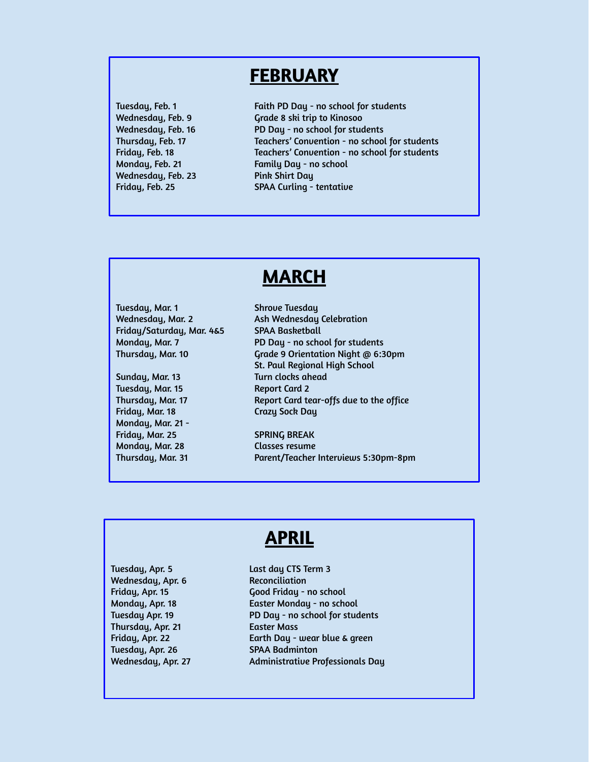## FEBRUARY

| | |
|---|---|
| Tuesday, Feb. 1 | Faith PD Day - no school for students |
| Wednesday, Feb. 9 | Grade 8 ski trip to Kinosoo |
| Wednesday, Feb. 16 | PD Day - no school for students |
| Thursday, Feb. 17 | Teachers' Convention - no school for students |
| Friday, Feb. 18 | Teachers' Convention - no school for students |
| Monday, Feb. 21 | Family Day - no school |
| Wednesday, Feb. 23 | Pink Shirt Day |
| Friday, Feb. 25 | SPAA Curling - tentative |

## MARCH

| | |
|---|---|
| Tuesday, Mar. 1 | Shrove Tuesday |
| Wednesday, Mar. 2 | Ash Wednesday Celebration |
| Friday/Saturday, Mar. 4&5 | SPAA Basketball |
| Monday, Mar. 7 | PD Day - no school for students |
| Thursday, Mar. 10 | Grade 9 Orientation Night @ 6:30pm St. Paul Regional High School |
| Sunday, Mar. 13 | Turn clocks ahead |
| Tuesday, Mar. 15 | Report Card 2 |
| Thursday, Mar. 17 | Report Card tear-offs due to the office |
| Friday, Mar. 18 | Crazy Sock Day |
| Monday, Mar. 21 - Friday, Mar. 25 | SPRING BREAK |
| Monday, Mar. 28 | Classes resume |
| Thursday, Mar. 31 | Parent/Teacher Interviews 5:30pm-8pm |

## APRIL

| | |
|---|---|
| Tuesday, Apr. 5 | Last day CTS Term 3 |
| Wednesday, Apr. 6 | Reconciliation |
| Friday, Apr. 15 | Good Friday - no school |
| Monday, Apr. 18 | Easter Monday - no school |
| Tuesday Apr. 19 | PD Day - no school for students |
| Thursday, Apr. 21 | Easter Mass |
| Friday, Apr. 22 | Earth Day - wear blue & green |
| Tuesday, Apr. 26 | SPAA Badminton |
| Wednesday, Apr. 27 | Administrative Professionals Day |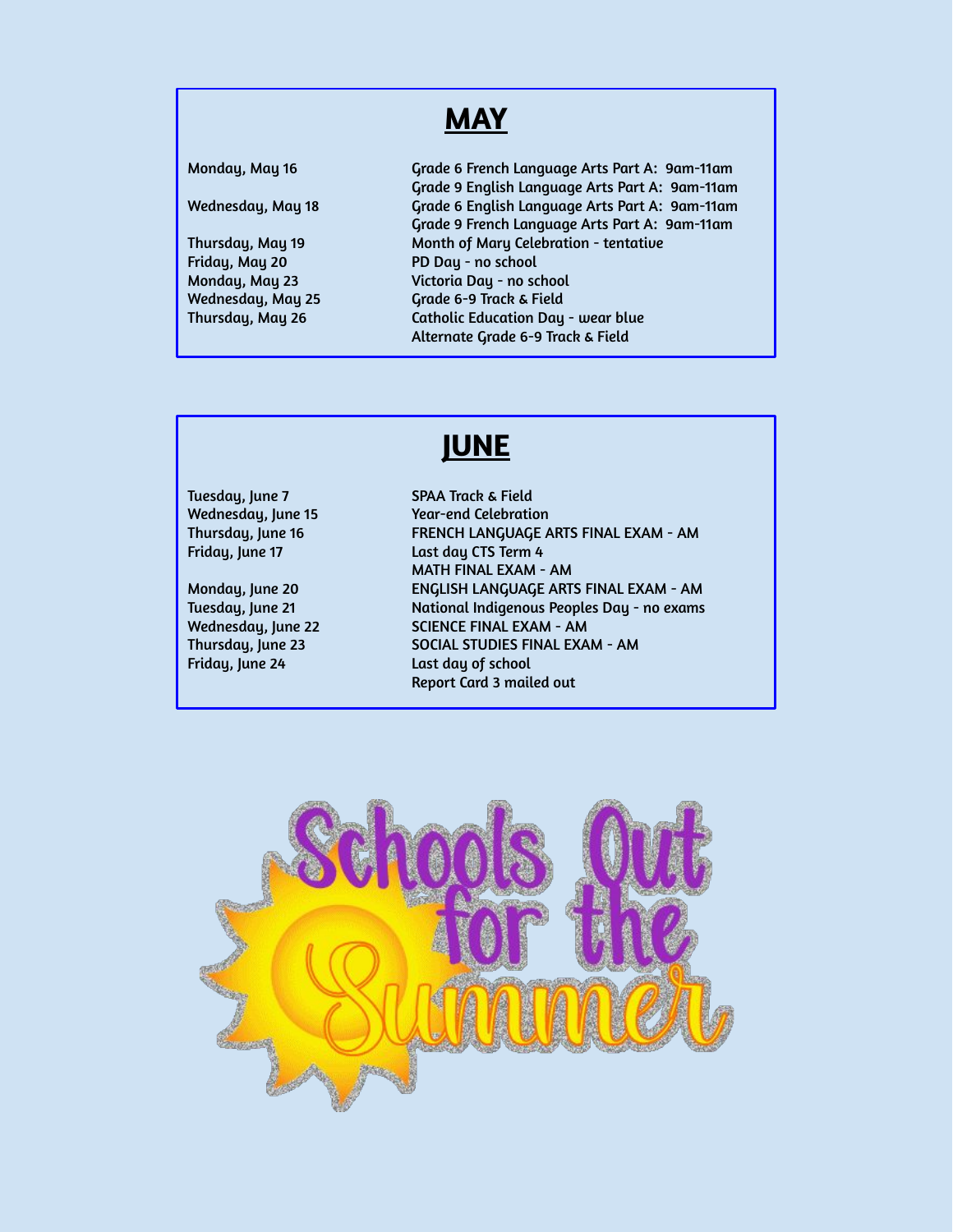## MAY

| | |
|---|---|
| Monday, May 16 | Grade 6 French Language Arts Part A: 9am-11am |
| | Grade 9 English Language Arts Part A: 9am-11am |
| Wednesday, May 18 | Grade 6 English Language Arts Part A: 9am-11am |
| | Grade 9 French Language Arts Part A: 9am-11am |
| Thursday, May 19 | Month of Mary Celebration - tentative |
| Friday, May 20 | PD Day - no school |
| Monday, May 23 | Victoria Day - no school |
| Wednesday, May 25 | Grade 6-9 Track & Field |
| Thursday, May 26 | Catholic Education Day - wear blue |
| | Alternate Grade 6-9 Track & Field |

## JUNE

| | |
|---|---|
| Tuesday, June 7 | SPAA Track & Field |
| Wednesday, June 15 | Year-end Celebration |
| Thursday, June 16 | FRENCH LANGUAGE ARTS FINAL EXAM - AM |
| Friday, June 17 | Last day CTS Term 4 |
| | MATH FINAL EXAM - AM |
| Monday, June 20 | ENGLISH LANGUAGE ARTS FINAL EXAM - AM |
| Tuesday, June 21 | National Indigenous Peoples Day - no exams |
| Wednesday, June 22 | SCIENCE FINAL EXAM - AM |
| Thursday, June 23 | SOCIAL STUDIES FINAL EXAM - AM |
| Friday, June 24 | Last day of school |
| | Report Card 3 mailed out |

Schools Out for the Summer